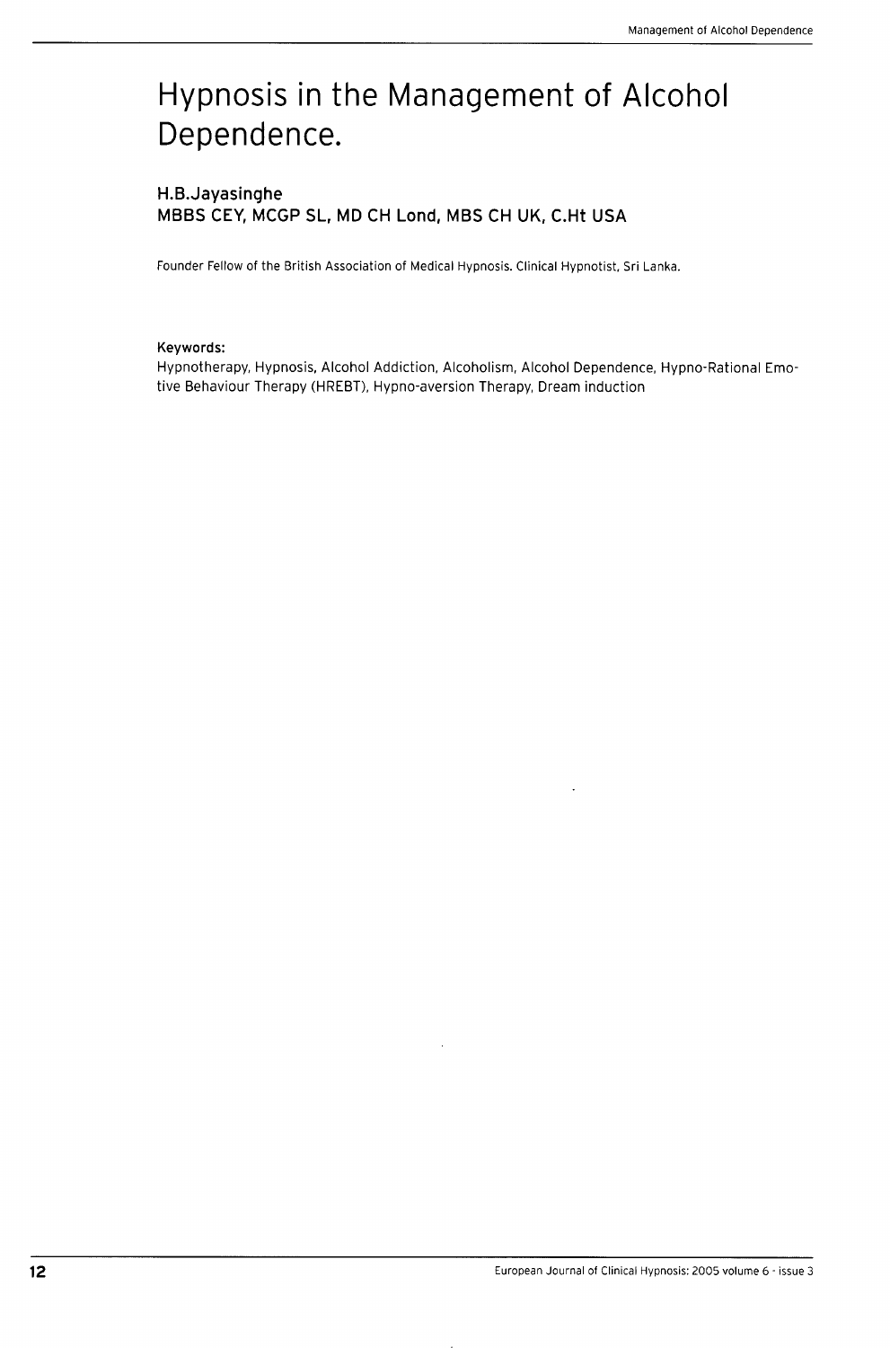# Hypnosis in the Management of Alcohol Dependence.

**H.B.Jayasinghe**
**MBBS CEY, MCGP SL, MD CH Lond, MBS CH UK, C.Ht USA**

Founder Fellow of the British Association of Medical Hypnosis. Clinical Hypnotist, Sri Lanka.

**Keywords:**
Hypnotherapy, Hypnosis, Alcohol Addiction, Alcoholism, Alcohol Dependence, Hypno-Rational Emotive Behaviour Therapy (HREBT), Hypno-aversion Therapy, Dream induction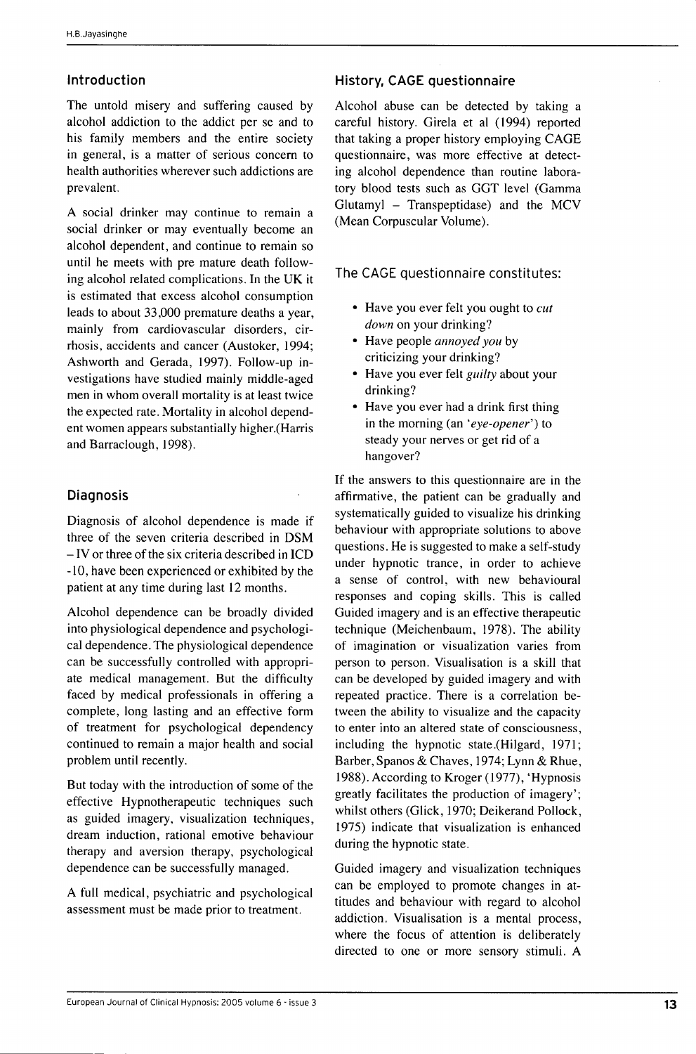## Introduction

The untold misery and suffering caused by alcohol addiction to the addict per se and to his family members and the entire society in general, is a matter of serious concern to health authorities wherever such addictions are prevalent.

A social drinker may continue to remain a social drinker or may eventually become an alcohol dependent, and continue to remain so until he meets with pre mature death following alcohol related complications. In the UK it is estimated that excess alcohol consumption leads to about 33,000 premature deaths a year, mainly from cardiovascular disorders, cirrhosis, accidents and cancer (Austoker, 1994; Ashworth and Gerada, 1997). Follow-up investigations have studied mainly middle-aged men in whom overall mortality is at least twice the expected rate. Mortality in alcohol dependent women appears substantially higher.(Harris and Barraclough, 1998).

## Diagnosis

Diagnosis of alcohol dependence is made if three of the seven criteria described in DSM – IV or three of the six criteria described in ICD -10, have been experienced or exhibited by the patient at any time during last 12 months.

Alcohol dependence can be broadly divided into physiological dependence and psychological dependence. The physiological dependence can be successfully controlled with appropriate medical management. But the difficulty faced by medical professionals in offering a complete, long lasting and an effective form of treatment for psychological dependency continued to remain a major health and social problem until recently.

But today with the introduction of some of the effective Hypnotherapeutic techniques such as guided imagery, visualization techniques, dream induction, rational emotive behaviour therapy and aversion therapy, psychological dependence can be successfully managed.

A full medical, psychiatric and psychological assessment must be made prior to treatment.

## History, CAGE questionnaire

Alcohol abuse can be detected by taking a careful history. Girela et al (1994) reported that taking a proper history employing CAGE questionnaire, was more effective at detecting alcohol dependence than routine laboratory blood tests such as GGT level (Gamma Glutamyl – Transpeptidase) and the MCV (Mean Corpuscular Volume).

### The CAGE questionnaire constitutes:

- Have you ever felt you ought to *cut down* on your drinking?
- Have people *annoyed you* by criticizing your drinking?
- Have you ever felt *guilty* about your drinking?
- Have you ever had a drink first thing in the morning (an '*eye-opener*') to steady your nerves or get rid of a hangover?

If the answers to this questionnaire are in the affirmative, the patient can be gradually and systematically guided to visualize his drinking behaviour with appropriate solutions to above questions. He is suggested to make a self-study under hypnotic trance, in order to achieve a sense of control, with new behavioural responses and coping skills. This is called Guided imagery and is an effective therapeutic technique (Meichenbaum, 1978). The ability of imagination or visualization varies from person to person. Visualisation is a skill that can be developed by guided imagery and with repeated practice. There is a correlation between the ability to visualize and the capacity to enter into an altered state of consciousness, including the hypnotic state.(Hilgard, 1971; Barber, Spanos & Chaves, 1974; Lynn & Rhue, 1988). According to Kroger (1977), 'Hypnosis greatly facilitates the production of imagery'; whilst others (Glick, 1970; Deikerand Pollock, 1975) indicate that visualization is enhanced during the hypnotic state.

Guided imagery and visualization techniques can be employed to promote changes in attitudes and behaviour with regard to alcohol addiction. Visualisation is a mental process, where the focus of attention is deliberately directed to one or more sensory stimuli. A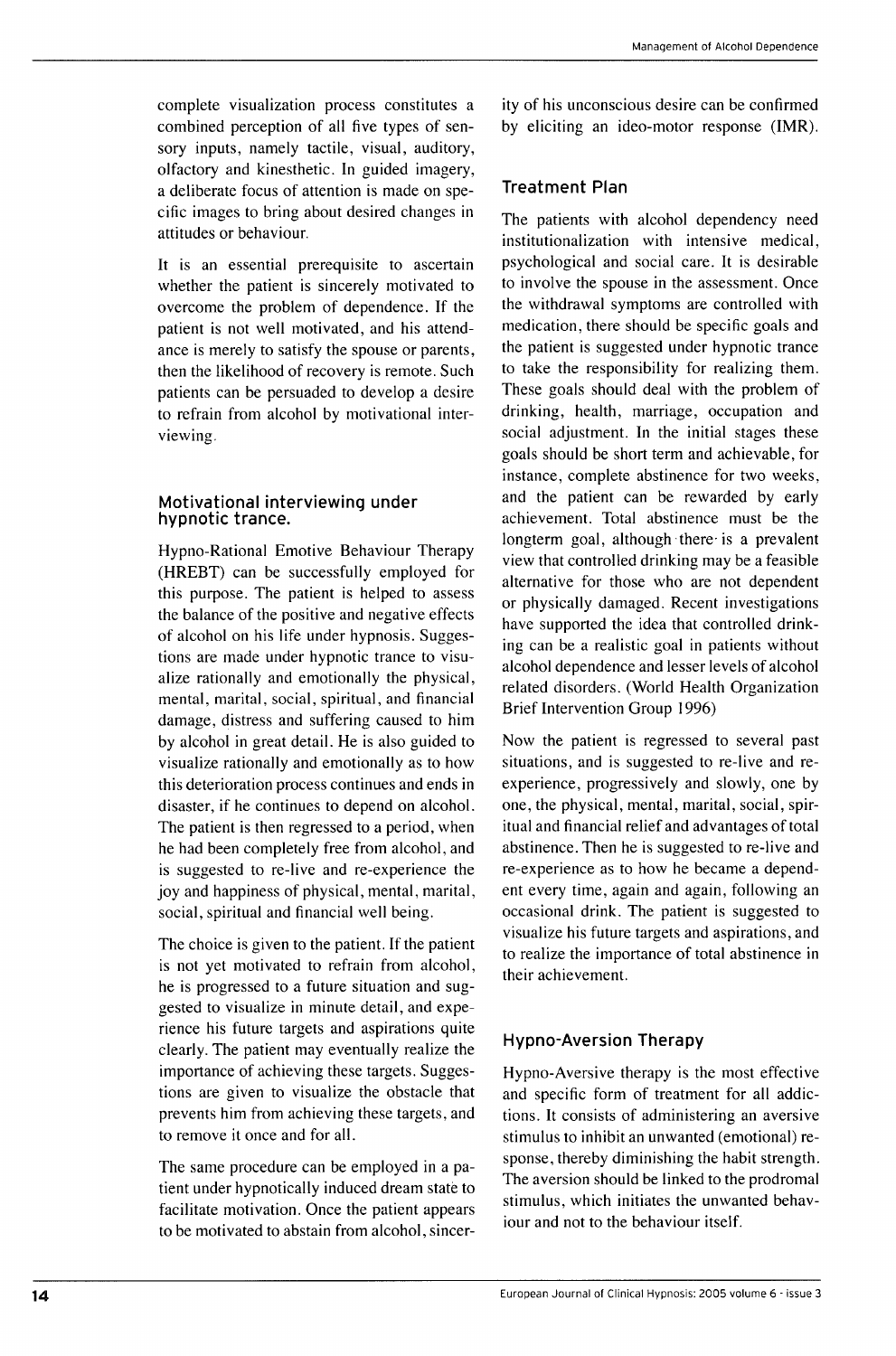complete visualization process constitutes a combined perception of all five types of sensory inputs, namely tactile, visual, auditory, olfactory and kinesthetic. In guided imagery, a deliberate focus of attention is made on specific images to bring about desired changes in attitudes or behaviour.

It is an essential prerequisite to ascertain whether the patient is sincerely motivated to overcome the problem of dependence. If the patient is not well motivated, and his attendance is merely to satisfy the spouse or parents, then the likelihood of recovery is remote. Such patients can be persuaded to develop a desire to refrain from alcohol by motivational interviewing.

### Motivational interviewing under hypnotic trance.

Hypno-Rational Emotive Behaviour Therapy (HREBT) can be successfully employed for this purpose. The patient is helped to assess the balance of the positive and negative effects of alcohol on his life under hypnosis. Suggestions are made under hypnotic trance to visualize rationally and emotionally the physical, mental, marital, social, spiritual, and financial damage, distress and suffering caused to him by alcohol in great detail. He is also guided to visualize rationally and emotionally as to how this deterioration process continues and ends in disaster, if he continues to depend on alcohol. The patient is then regressed to a period, when he had been completely free from alcohol, and is suggested to re-live and re-experience the joy and happiness of physical, mental, marital, social, spiritual and financial well being.

The choice is given to the patient. If the patient is not yet motivated to refrain from alcohol, he is progressed to a future situation and suggested to visualize in minute detail, and experience his future targets and aspirations quite clearly. The patient may eventually realize the importance of achieving these targets. Suggestions are given to visualize the obstacle that prevents him from achieving these targets, and to remove it once and for all.

The same procedure can be employed in a patient under hypnotically induced dream state to facilitate motivation. Once the patient appears to be motivated to abstain from alcohol, sincerity of his unconscious desire can be confirmed by eliciting an ideo-motor response (IMR).

## Treatment Plan

The patients with alcohol dependency need institutionalization with intensive medical, psychological and social care. It is desirable to involve the spouse in the assessment. Once the withdrawal symptoms are controlled with medication, there should be specific goals and the patient is suggested under hypnotic trance to take the responsibility for realizing them. These goals should deal with the problem of drinking, health, marriage, occupation and social adjustment. In the initial stages these goals should be short term and achievable, for instance, complete abstinence for two weeks, and the patient can be rewarded by early achievement. Total abstinence must be the longterm goal, although there is a prevalent view that controlled drinking may be a feasible alternative for those who are not dependent or physically damaged. Recent investigations have supported the idea that controlled drinking can be a realistic goal in patients without alcohol dependence and lesser levels of alcohol related disorders. (World Health Organization Brief Intervention Group 1996)

Now the patient is regressed to several past situations, and is suggested to re-live and re-experience, progressively and slowly, one by one, the physical, mental, marital, social, spiritual and financial relief and advantages of total abstinence. Then he is suggested to re-live and re-experience as to how he became a dependent every time, again and again, following an occasional drink. The patient is suggested to visualize his future targets and aspirations, and to realize the importance of total abstinence in their achievement.

## Hypno-Aversion Therapy

Hypno-Aversive therapy is the most effective and specific form of treatment for all addictions. It consists of administering an aversive stimulus to inhibit an unwanted (emotional) response, thereby diminishing the habit strength. The aversion should be linked to the prodromal stimulus, which initiates the unwanted behaviour and not to the behaviour itself.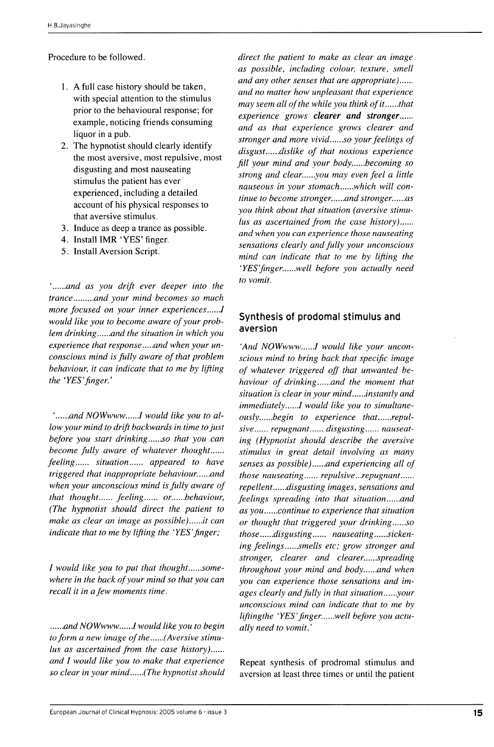Procedure to be followed.

1. A full case history should be taken, with special attention to the stimulus prior to the behavioural response; for example, noticing friends consuming liquor in a pub.
2. The hypnotist should clearly identify the most aversive, most repulsive, most disgusting and most nauseating stimulus the patient has ever experienced, including a detailed account of his physical responses to that aversive stimulus.
3. Induce as deep a trance as possible.
4. Install IMR 'YES' finger.
5. Install Aversion Script.

*'......and as you drift ever deeper into the trance.........and your mind becomes so much more focused on your inner experiences......I would like you to become aware of your problem drinking......and the situation in which you experience that response.....and when your unconscious mind is fully aware of that problem behaviour, it can indicate that to me by lifting the 'YES' finger.'*

*'......and NOWwww......I would like you to allow your mind to drift backwards in time to just before you start drinking......so that you can become fully aware of whatever thought...... feeling...... situation...... appeared to have triggered that inappropriate behaviour......and when your unconscious mind is fully aware of that thought...... feeling...... or......behaviour, (The hypnotist should direct the patient to make as clear an image as possible)......it can indicate that to me by lifting the 'YES' finger;*

*I would like you to put that thought......somewhere in the back of your mind so that you can recall it in a few moments time.*

*......and NOWwww......I would like you to begin to form a new image of the......(Aversive stimulus as ascertained from the case history)...... and I would like you to make that experience so clear in your mind......(The hypnotist should direct the patient to make as clear an image as possible, including colour, texture, smell and any other senses that are appropriate)...... and no matter how unpleasant that experience may seem all of the while you think of it......that experience grows* ***clearer and stronger****...... and as that experience grows clearer and stronger and more vivid......so your feelings of disgust......dislike of that noxious experience fill your mind and your body......becoming so strong and clear......you may even feel a little nauseous in your stomach......which will continue to become stronger......and stronger......as you think about that situation (aversive stimulus as ascertained from the case history)...... and when you can experience those nauseating sensations clearly and fully your unconscious mind can indicate that to me by lifting the 'YES' finger......well before you actually need to vomit.*

## Synthesis of prodomal stimulus and aversion

*'And NOWwww......I would like your unconscious mind to bring back that specific image of whatever triggered off that unwanted behaviour of drinking......and the moment that situation is clear in your mind......instantly and immediately......I would like you to simultaneously......begin to experience that......repulsive...... repugnant...... disgusting...... nauseating (Hypnotist should describe the aversive stimulus in great detail involving as many senses as possible)......and experiencing all of those nauseating...... repulsive...repugnant...... repellent......disgusting images, sensations and feelings spreading into that situation......and as you......continue to experience that situation or thought that triggered your drinking......so those......disgusting...... nauseating......sickening feelings......smells etc; grow stronger and stronger, clearer and clearer......spreading throughout your mind and body......and when you can experience those sensations and images clearly and fully in that situation......your unconscious mind can indicate that to me by liftingthe 'YES' finger......well before you actually need to vomit.'*

Repeat synthesis of prodromal stimulus and aversion at least three times or until the patient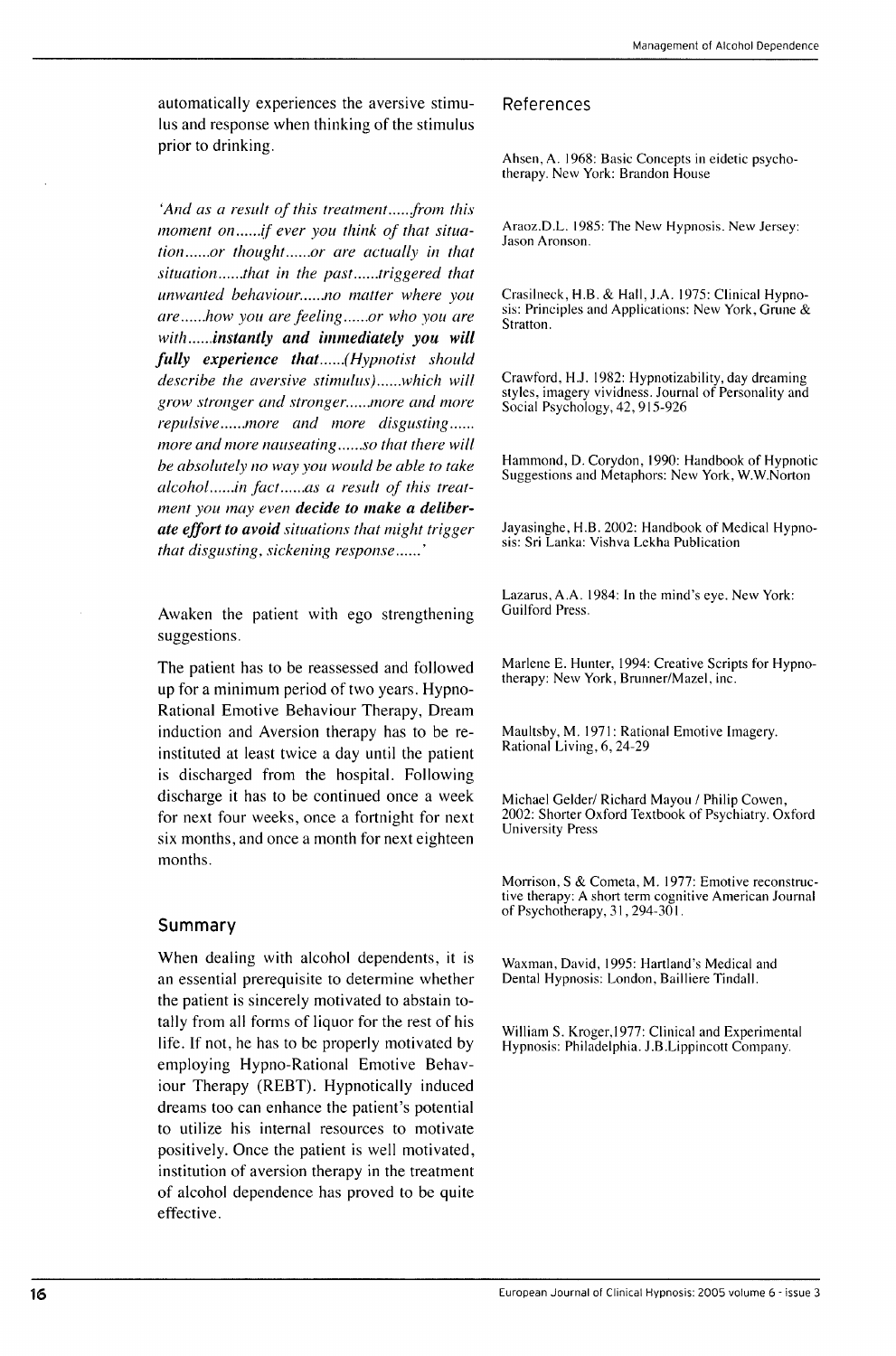automatically experiences the aversive stimulus and response when thinking of the stimulus prior to drinking.

*'And as a result of this treatment......from this moment on......if ever you think of that situation......or thought......or are actually in that situation......that in the past......triggered that unwanted behaviour......no matter where you are......how you are feeling......or who you are with......**instantly and immediately you will fully experience that**......(Hypnotist should describe the aversive stimulus)......which will grow stronger and stronger......more and more repulsive......more and more disgusting...... more and more nauseating......so that there will be absolutely no way you would be able to take alcohol......in fact......as a result of this treatment you may even **decide to make a deliberate effort to avoid** situations that might trigger that disgusting, sickening response......'*

Awaken the patient with ego strengthening suggestions.

The patient has to be reassessed and followed up for a minimum period of two years. Hypno-Rational Emotive Behaviour Therapy, Dream induction and Aversion therapy has to be re-instituted at least twice a day until the patient is discharged from the hospital. Following discharge it has to be continued once a week for next four weeks, once a fortnight for next six months, and once a month for next eighteen months.

## Summary

When dealing with alcohol dependents, it is an essential prerequisite to determine whether the patient is sincerely motivated to abstain totally from all forms of liquor for the rest of his life. If not, he has to be properly motivated by employing Hypno-Rational Emotive Behaviour Therapy (REBT). Hypnotically induced dreams too can enhance the patient's potential to utilize his internal resources to motivate positively. Once the patient is well motivated, institution of aversion therapy in the treatment of alcohol dependence has proved to be quite effective.

## References

Ahsen, A. 1968: Basic Concepts in eidetic psychotherapy. New York: Brandon House

Araoz.D.L. 1985: The New Hypnosis. New Jersey: Jason Aronson.

Crasilneck, H.B. & Hall, J.A. 1975: Clinical Hypnosis: Principles and Applications: New York, Grune & Stratton.

Crawford, H.J. 1982: Hypnotizability, day dreaming styles, imagery vividness. Journal of Personality and Social Psychology, 42, 915-926

Hammond, D. Corydon, 1990: Handbook of Hypnotic Suggestions and Metaphors: New York, W.W.Norton

Jayasinghe, H.B. 2002: Handbook of Medical Hypnosis: Sri Lanka: Vishva Lekha Publication

Lazarus, A.A. 1984: In the mind's eye. New York: Guilford Press.

Marlene E. Hunter, 1994: Creative Scripts for Hypnotherapy: New York, Brunner/Mazel, inc.

Maultsby, M. 1971: Rational Emotive Imagery. Rational Living, 6, 24-29

Michael Gelder/ Richard Mayou / Philip Cowen, 2002: Shorter Oxford Textbook of Psychiatry. Oxford University Press

Morrison, S & Cometa, M. 1977: Emotive reconstructive therapy: A short term cognitive American Journal of Psychotherapy, 31, 294-301.

Waxman, David, 1995: Hartland's Medical and Dental Hypnosis: London, Bailliere Tindall.

William S. Kroger,1977: Clinical and Experimental Hypnosis: Philadelphia. J.B.Lippincott Company.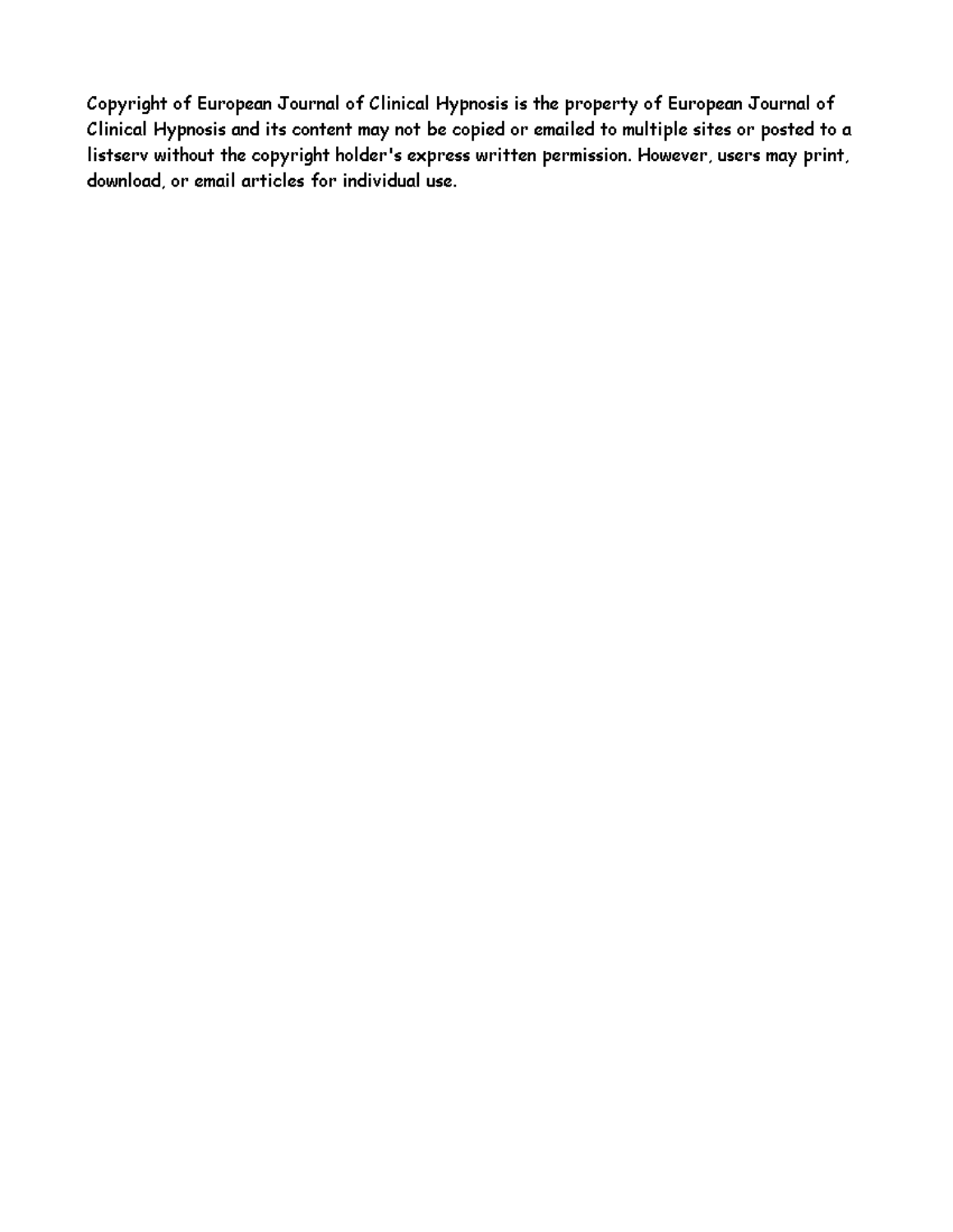Copyright of European Journal of Clinical Hypnosis is the property of European Journal of Clinical Hypnosis and its content may not be copied or emailed to multiple sites or posted to a listserv without the copyright holder's express written permission. However, users may print, download, or email articles for individual use.